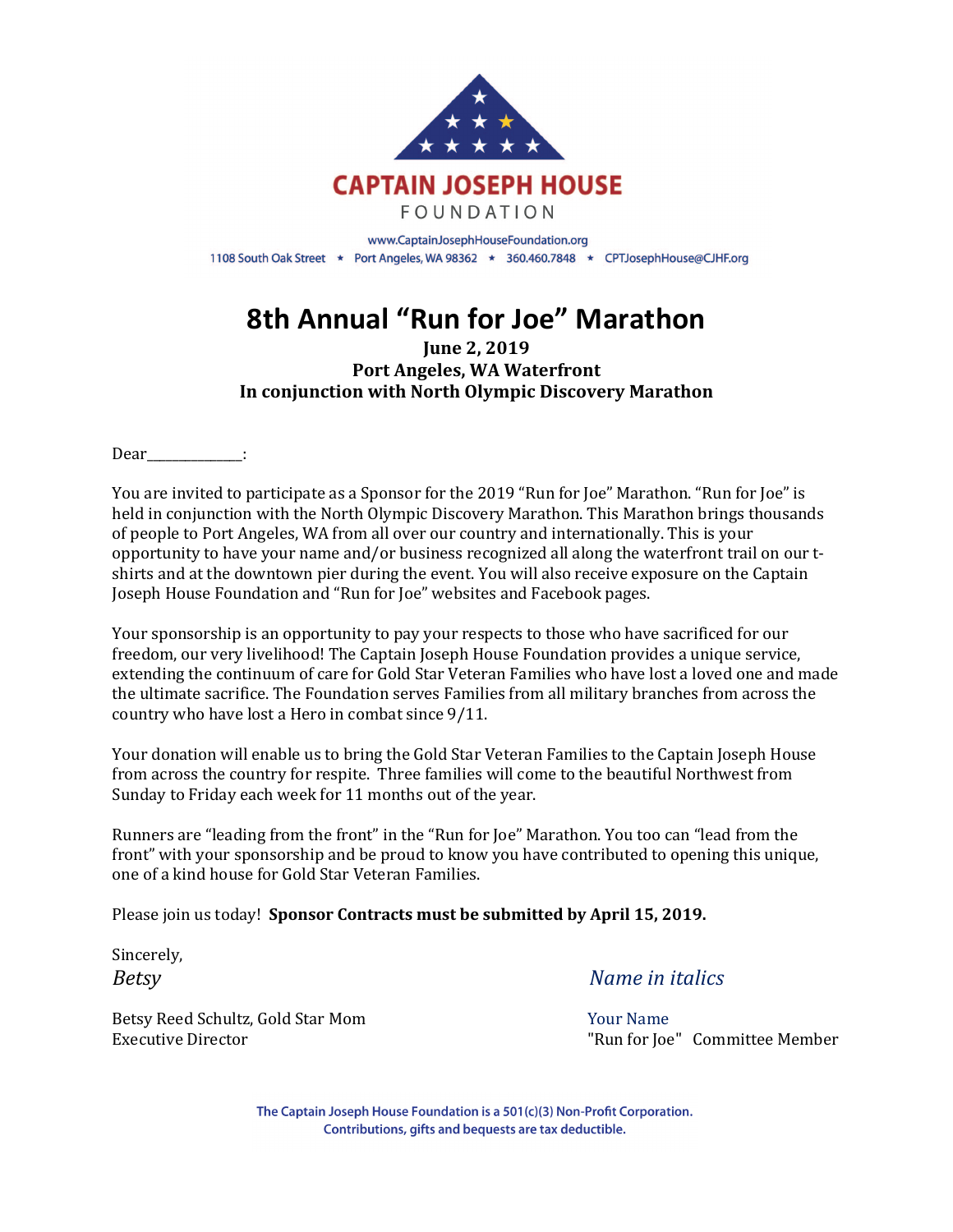**CAPTAIN JOSEPH HOUSE**

FOUNDATION

www.CaptainJosephHouseFoundation.org

1108 South Oak Street ★ Port Angeles, WA 98362 ★ 360.460.7848 ★ CPTJosephHouse@CJHF.org

# 8th Annual "Run for Joe" Marathon

**June 2, 2019**
**Port Angeles, WA Waterfront**
**In conjunction with North Olympic Discovery Marathon**

Dear______________:

You are invited to participate as a Sponsor for the 2019 "Run for Joe" Marathon. "Run for Joe" is held in conjunction with the North Olympic Discovery Marathon. This Marathon brings thousands of people to Port Angeles, WA from all over our country and internationally. This is your opportunity to have your name and/or business recognized all along the waterfront trail on our t-shirts and at the downtown pier during the event. You will also receive exposure on the Captain Joseph House Foundation and "Run for Joe" websites and Facebook pages.

Your sponsorship is an opportunity to pay your respects to those who have sacrificed for our freedom, our very livelihood! The Captain Joseph House Foundation provides a unique service, extending the continuum of care for Gold Star Veteran Families who have lost a loved one and made the ultimate sacrifice. The Foundation serves Families from all military branches from across the country who have lost a Hero in combat since 9/11.

Your donation will enable us to bring the Gold Star Veteran Families to the Captain Joseph House from across the country for respite. Three families will come to the beautiful Northwest from Sunday to Friday each week for 11 months out of the year.

Runners are "leading from the front" in the "Run for Joe" Marathon. You too can "lead from the front" with your sponsorship and be proud to know you have contributed to opening this unique, one of a kind house for Gold Star Veteran Families.

Please join us today! **Sponsor Contracts must be submitted by April 15, 2019.**

Sincerely,

*Betsy*

Betsy Reed Schultz, Gold Star Mom
Executive Director

*Name in italics*

Your Name
"Run for Joe" Committee Member

**The Captain Joseph House Foundation is a 501(c)(3) Non-Profit Corporation.**
**Contributions, gifts and bequests are tax deductible.**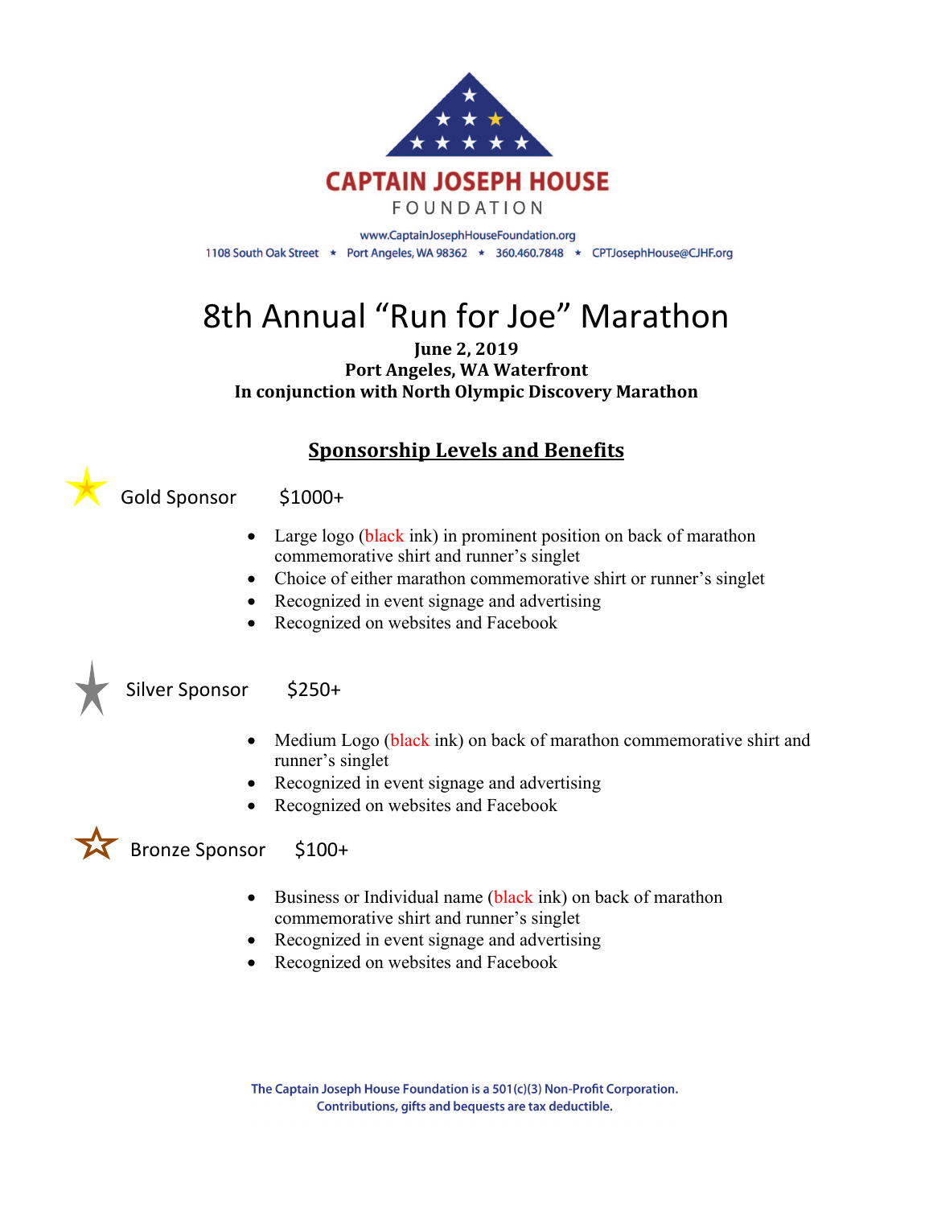**CAPTAIN JOSEPH HOUSE**
FOUNDATION

www.CaptainJosephHouseFoundation.org
1108 South Oak Street ★ Port Angeles, WA 98362 ★ 360.460.7848 ★ CPTJosephHouse@CJHF.org

# 8th Annual “Run for Joe” Marathon

**June 2, 2019**
**Port Angeles, WA Waterfront**
**In conjunction with North Olympic Discovery Marathon**

## Sponsorship Levels and Benefits

### Gold Sponsor $1000+

- Large logo (black ink) in prominent position on back of marathon commemorative shirt and runner’s singlet
- Choice of either marathon commemorative shirt or runner’s singlet
- Recognized in event signage and advertising
- Recognized on websites and Facebook

### Silver Sponsor $250+

- Medium Logo (black ink) on back of marathon commemorative shirt and runner’s singlet
- Recognized in event signage and advertising
- Recognized on websites and Facebook

### Bronze Sponsor $100+

- Business or Individual name (black ink) on back of marathon commemorative shirt and runner’s singlet
- Recognized in event signage and advertising
- Recognized on websites and Facebook

The Captain Joseph House Foundation is a 501(c)(3) Non-Profit Corporation.
Contributions, gifts and bequests are tax deductible.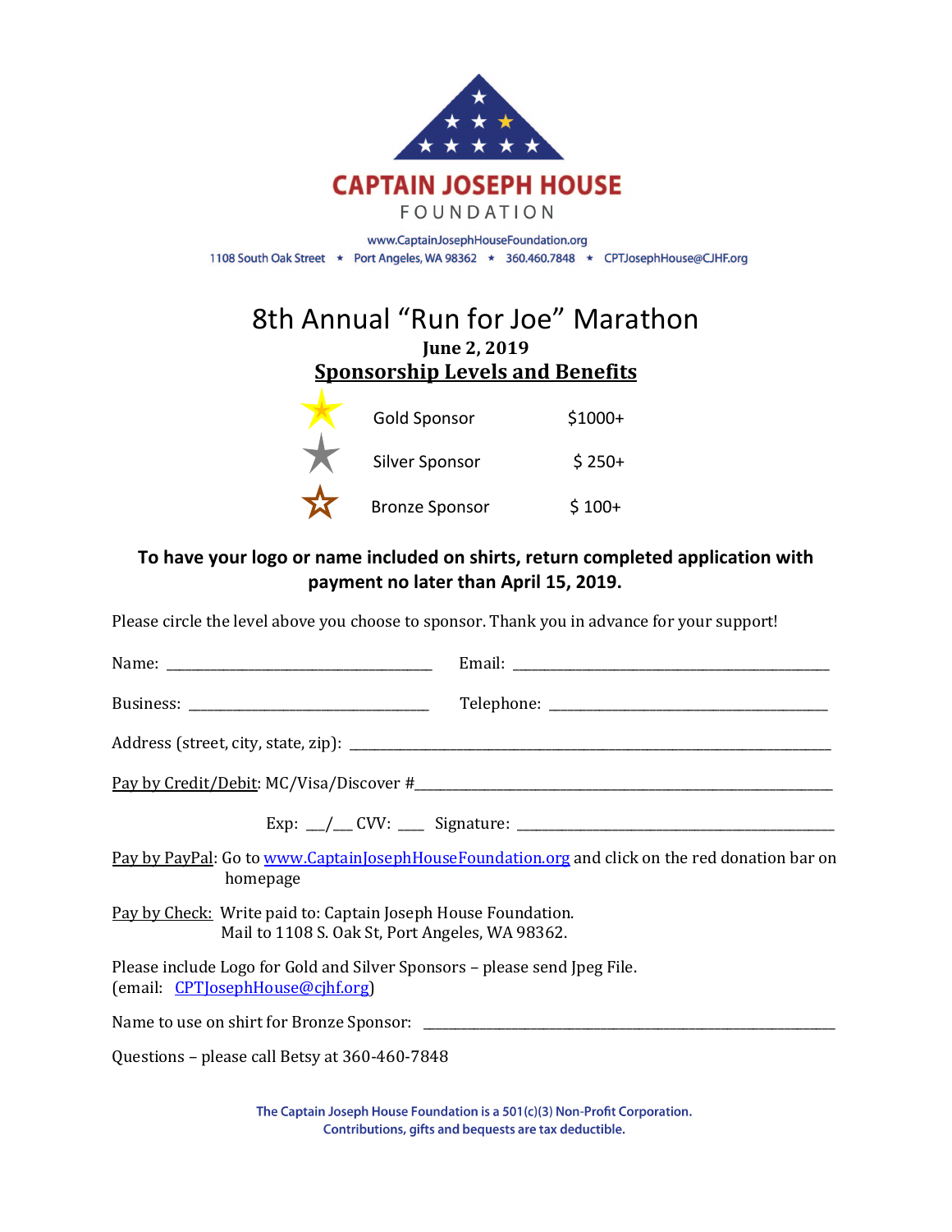# CAPTAIN JOSEPH HOUSE FOUNDATION

www.CaptainJosephHouseFoundation.org

1108 South Oak Street ★ Port Angeles, WA 98362 ★ 360.460.7848 ★ CPTJosephHouse@CJHF.org

## 8th Annual "Run for Joe" Marathon

**June 2, 2019**

**Sponsorship Levels and Benefits**

| | | |
|---|---|---|
| ★ | Gold Sponsor | $1000+ |
| ★ | Silver Sponsor | $ 250+ |
| ☆ | Bronze Sponsor | $ 100+ |

**To have your logo or name included on shirts, return completed application with payment no later than April 15, 2019.**

Please circle the level above you choose to sponsor. Thank you in advance for your support!

Name: ______________________________ Email: ______________________________

Business: ______________________________ Telephone: ______________________________

Address (street, city, state, zip): ______________________________

Pay by Credit/Debit: MC/Visa/Discover #______________________________

Exp: __/__ CVV: ___ Signature: ______________________________

Pay by PayPal: Go to www.CaptainJosephHouseFoundation.org and click on the red donation bar on homepage

Pay by Check: Write paid to: Captain Joseph House Foundation.
Mail to 1108 S. Oak St, Port Angeles, WA 98362.

Please include Logo for Gold and Silver Sponsors – please send Jpeg File.
(email: CPTJosephHouse@cjhf.org)

Name to use on shirt for Bronze Sponsor: ______________________________

Questions – please call Betsy at 360-460-7848

The Captain Joseph House Foundation is a 501(c)(3) Non-Profit Corporation.
Contributions, gifts and bequests are tax deductible.